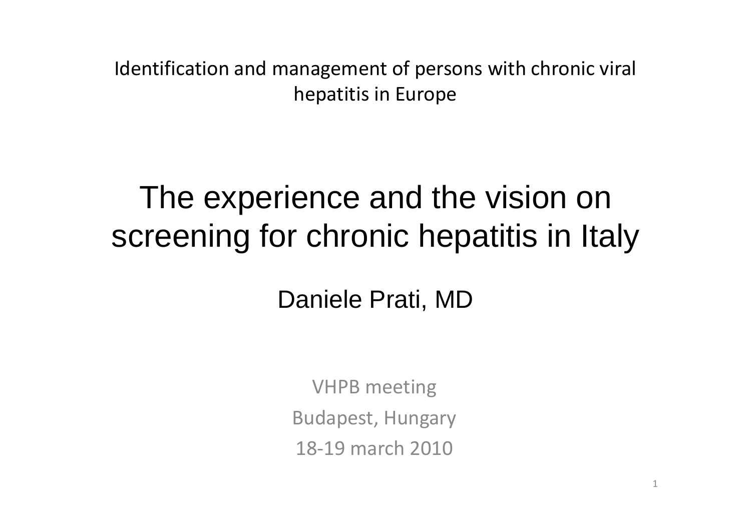Identification and management of persons with chronic viral hepatitis in Europe

# The experience and the vision on screening for chronic hepatitis in Italy

Daniele Prati, MD

VHPB meeting

Budapest, Hungary

18-19 march 2010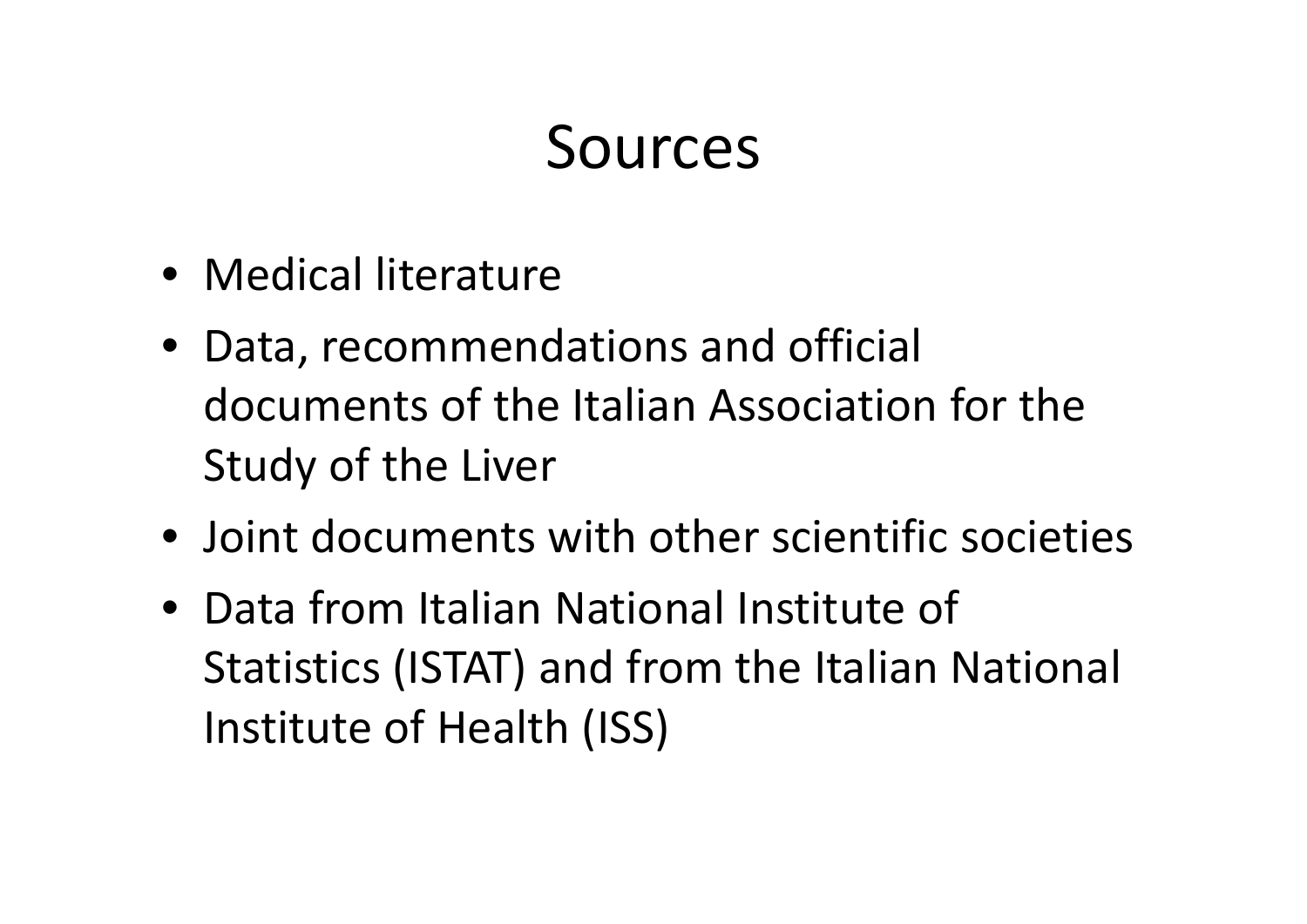# Sources

- Medical literature
- Data, recommendations and official documents of the Italian Association for the Study of the Liver
- Joint documents with other scientific societies
- Data from Italian National Institute of Statistics (ISTAT) and from the Italian National Institute of Health (ISS)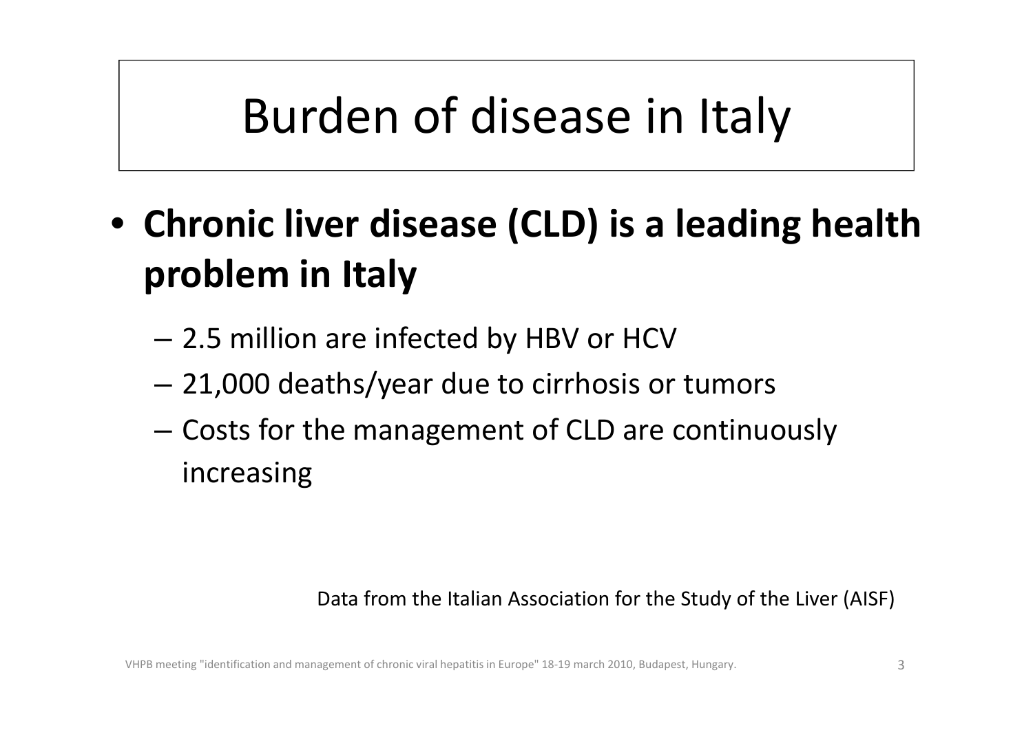# Burden of disease in Italy

- **Chronic liver disease (CLD) is a leading health problem in Italy**
  - 2.5 million are infected by HBV or HCV
  - 21,000 deaths/year due to cirrhosis or tumors
  - Costs for the management of CLD are continuously increasing

Data from the Italian Association for the Study of the Liver (AISF)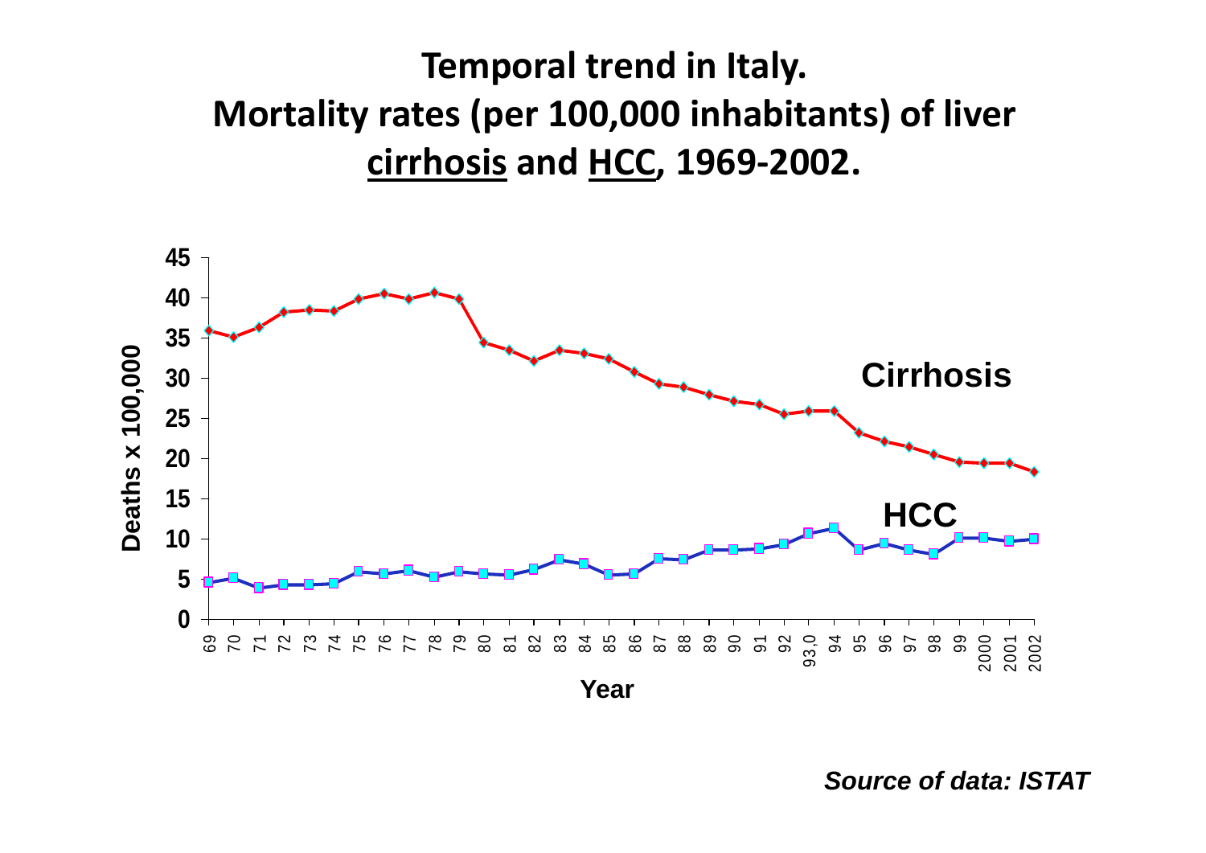# Temporal trend in Italy.
# Mortality rates (per 100,000 inhabitants) of liver cirrhosis and HCC, 1969-2002.

*Source of data: ISTAT*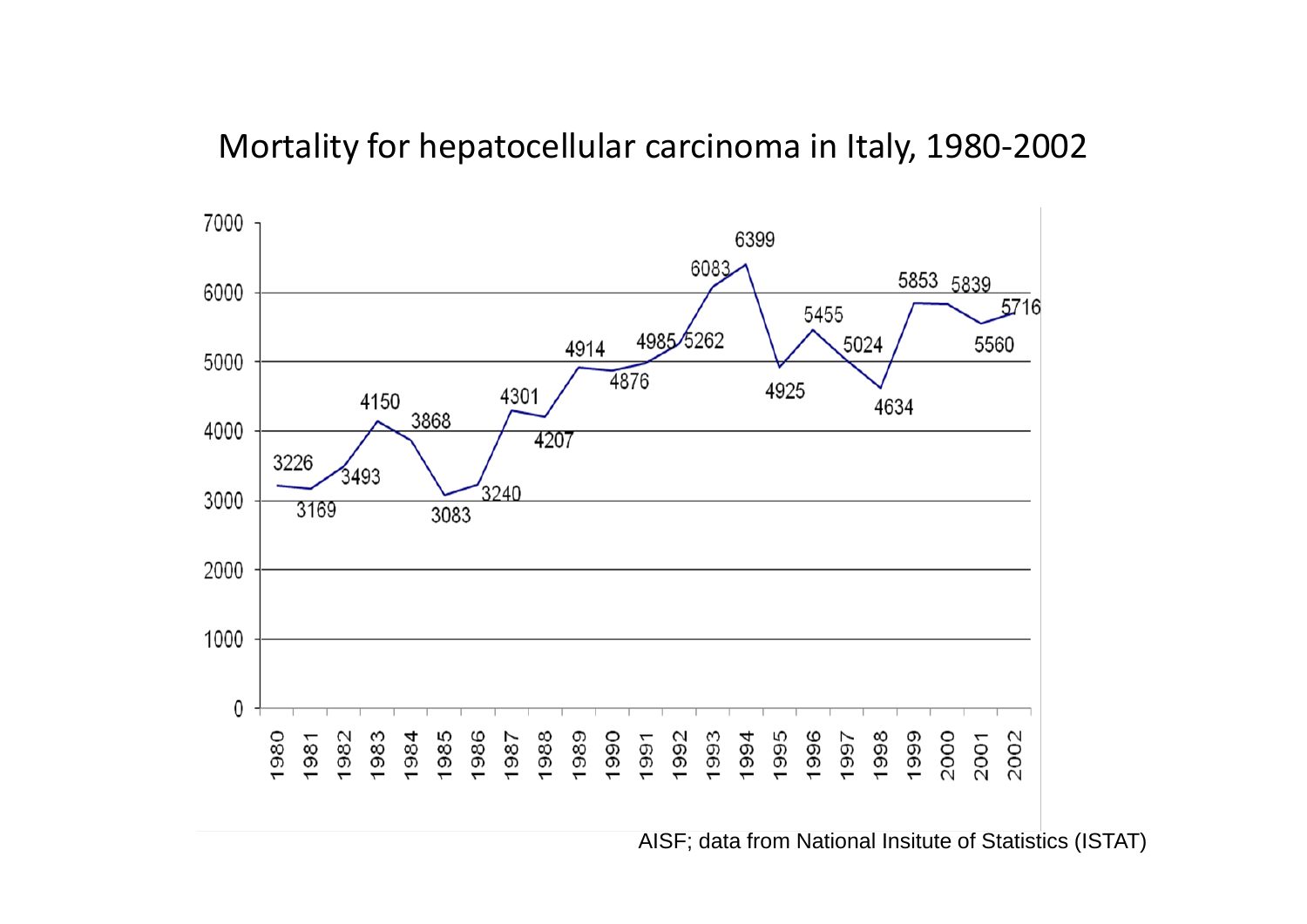# Mortality for hepatocellular carcinoma in Italy, 1980-2002

| Year | Deaths |
|---|---|
| 1980 | 3226 |
| 1981 | 3169 |
| 1982 | 3493 |
| 1983 | 4150 |
| 1984 | 3868 |
| 1985 | 3083 |
| 1986 | 3240 |
| 1987 | 4301 |
| 1988 | 4207 |
| 1989 | 4914 |
| 1990 | 4876 |
| 1991 | 4985 |
| 1992 | 5262 |
| 1993 | 6083 |
| 1994 | 6399 |
| 1995 | 4925 |
| 1996 | 5455 |
| 1997 | 5024 |
| 1998 | 4634 |
| 1999 | 5853 |
| 2000 | 5839 |
| 2001 | 5560 |
| 2002 | 5716 |

AISF; data from National Insitute of Statistics (ISTAT)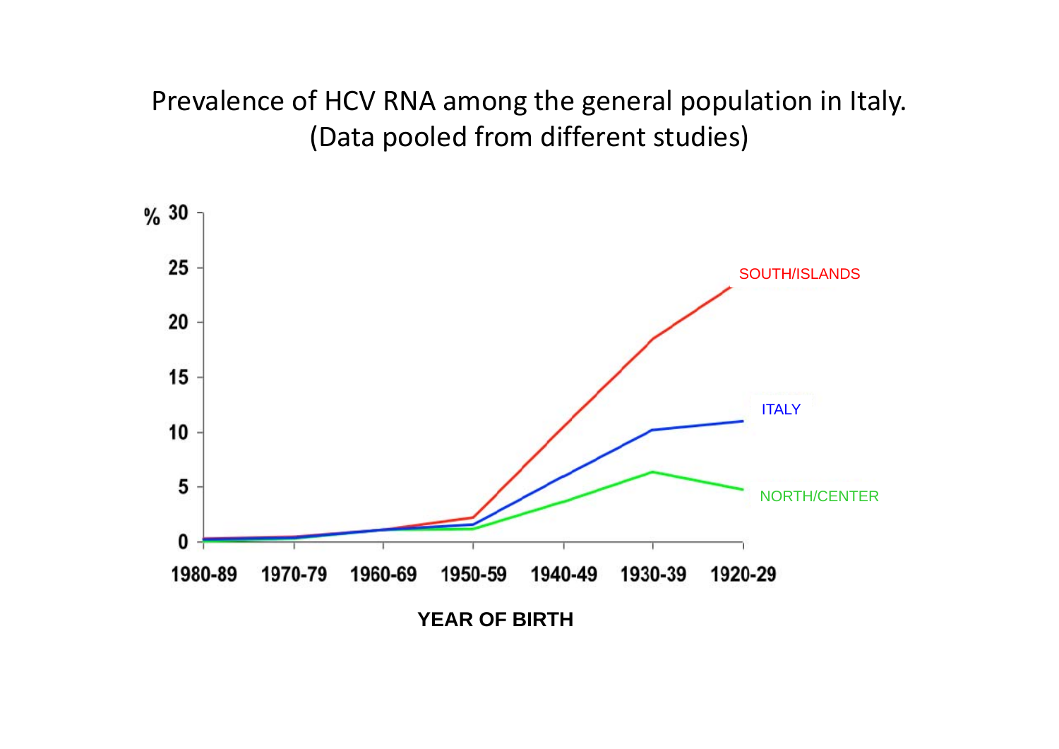# Prevalence of HCV RNA among the general population in Italy.
(Data pooled from different studies)

%

30

25

20

15

10

5

0

SOUTH/ISLANDS

ITALY

NORTH/CENTER

1980-89 1970-79 1960-69 1950-59 1940-49 1930-39 1920-29

**YEAR OF BIRTH**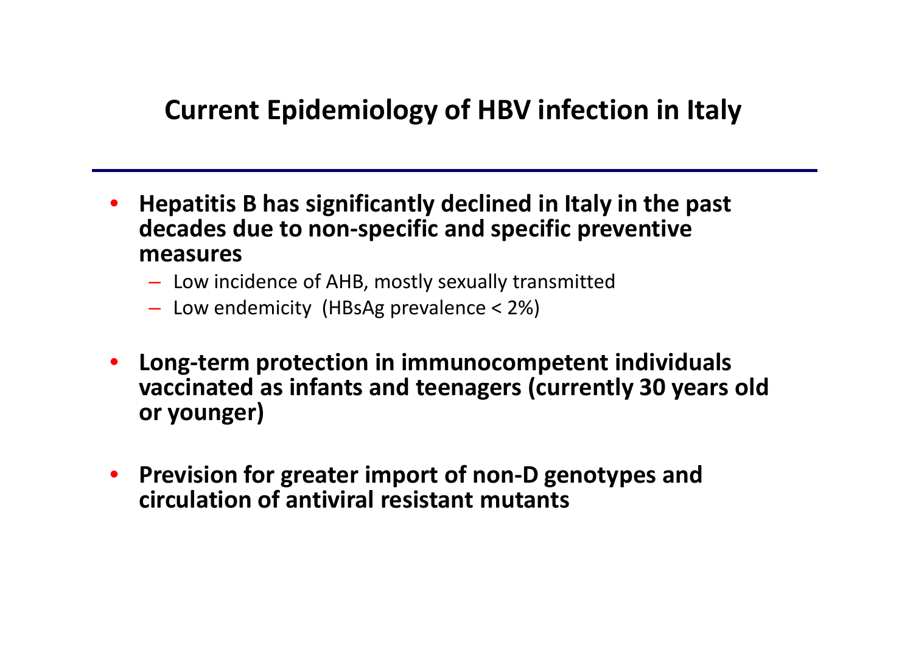## Current Epidemiology of HBV infection in Italy

- **Hepatitis B has significantly declined in Italy in the past decades due to non-specific and specific preventive measures**
  - Low incidence of AHB, mostly sexually transmitted
  - Low endemicity (HBsAg prevalence < 2%)
- **Long-term protection in immunocompetent individuals vaccinated as infants and teenagers (currently 30 years old or younger)**
- **Prevision for greater import of non-D genotypes and circulation of antiviral resistant mutants**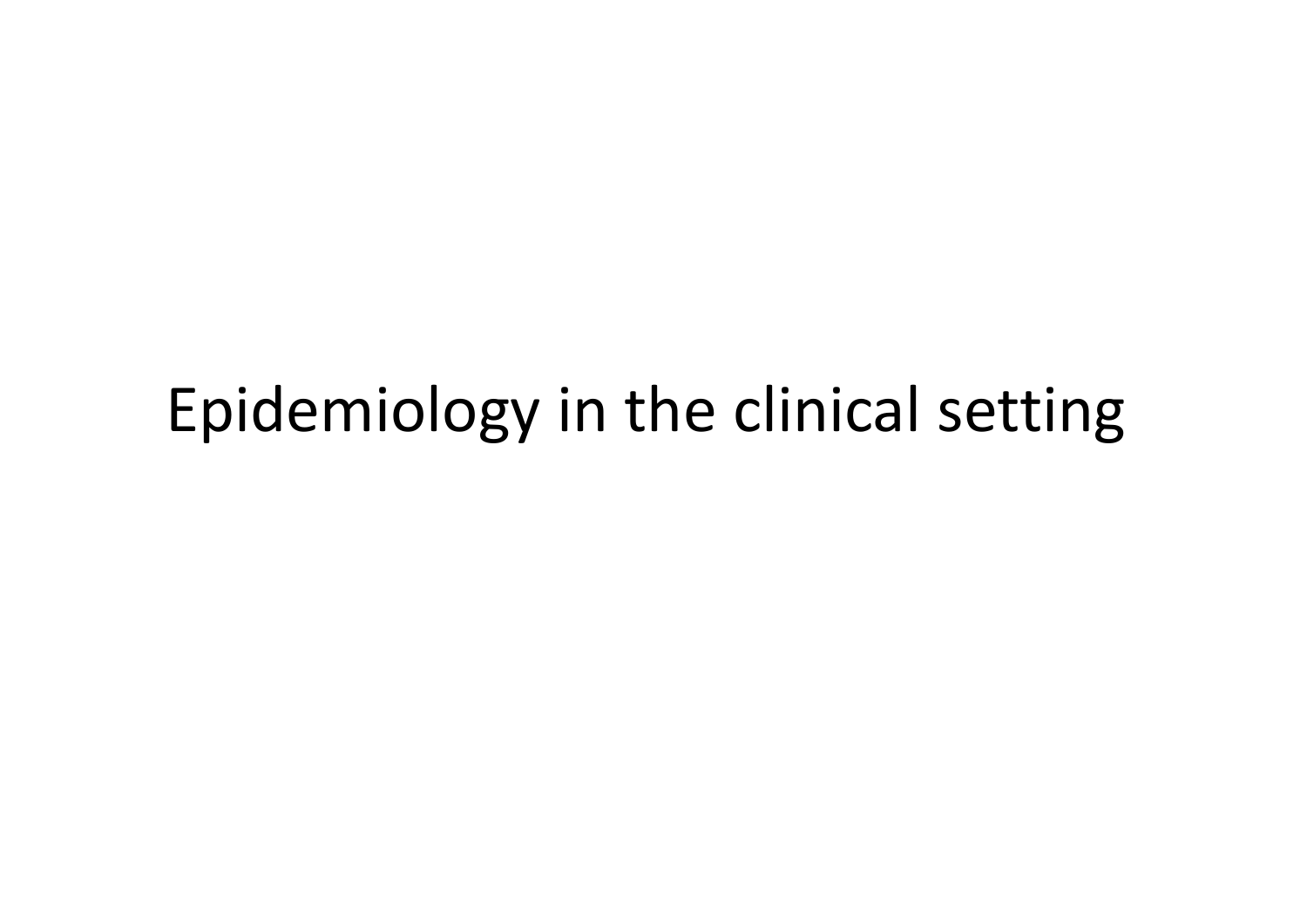# Epidemiology in the clinical setting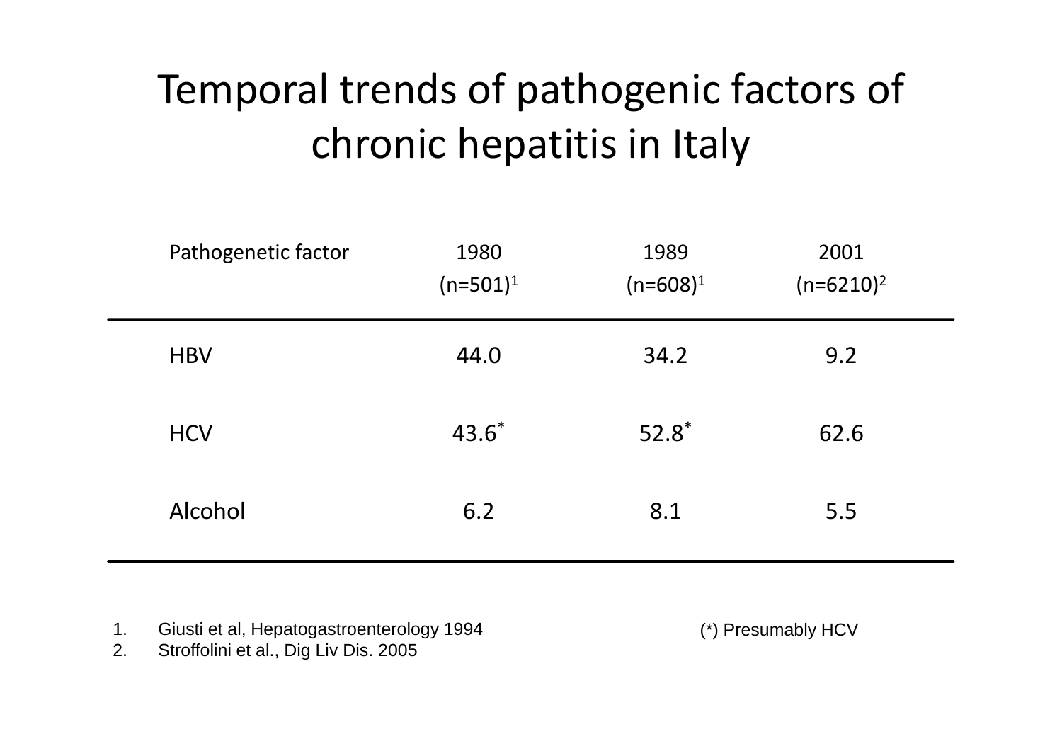# Temporal trends of pathogenic factors of chronic hepatitis in Italy

| Pathogenetic factor | 1980 (n=501)[1] | 1989 (n=608)[1] | 2001 (n=6210)[2] |
|---|---|---|---|
| HBV | 44.0 | 34.2 | 9.2 |
| HCV | 43.6* | 52.8* | 62.6 |
| Alcohol | 6.2 | 8.1 | 5.5 |

1. Giusti et al, Hepatogastroenterology 1994
2. Stroffolini et al., Dig Liv Dis. 2005

(*) Presumably HCV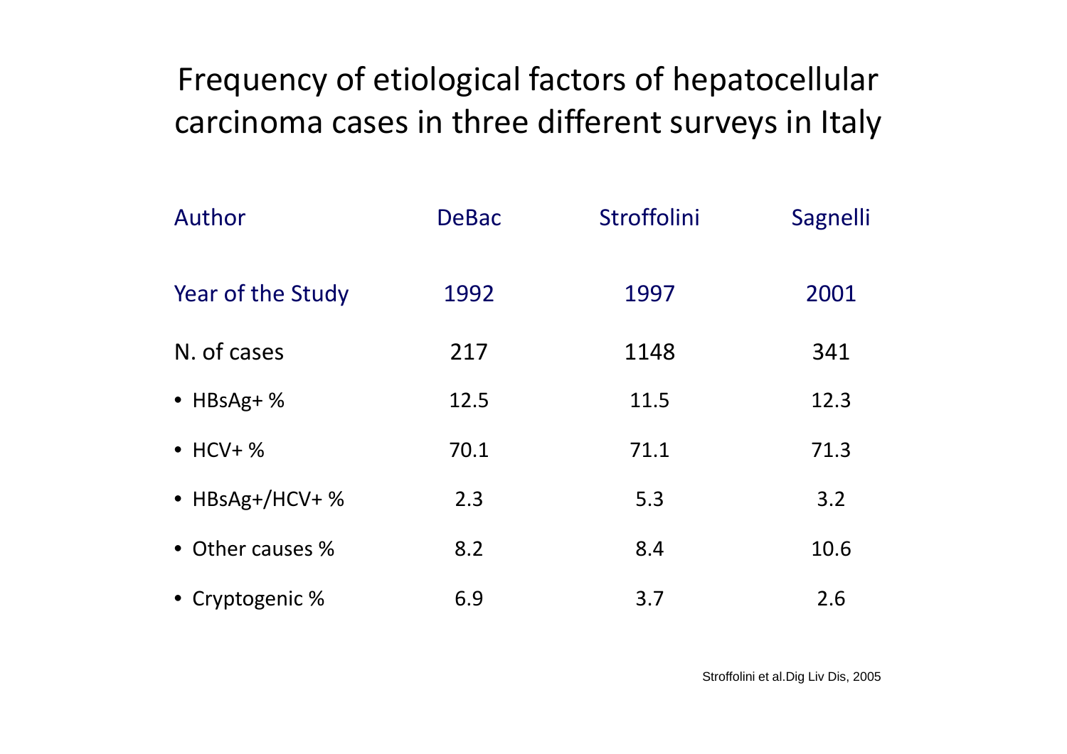# Frequency of etiological factors of hepatocellular carcinoma cases in three different surveys in Italy

| Author | DeBac | Stroffolini | Sagnelli |
|---|---|---|---|
| Year of the Study | 1992 | 1997 | 2001 |
| N. of cases | 217 | 1148 | 341 |
| • HBsAg+ % | 12.5 | 11.5 | 12.3 |
| • HCV+ % | 70.1 | 71.1 | 71.3 |
| • HBsAg+/HCV+ % | 2.3 | 5.3 | 3.2 |
| • Other causes % | 8.2 | 8.4 | 10.6 |
| • Cryptogenic % | 6.9 | 3.7 | 2.6 |

Stroffolini et al.Dig Liv Dis, 2005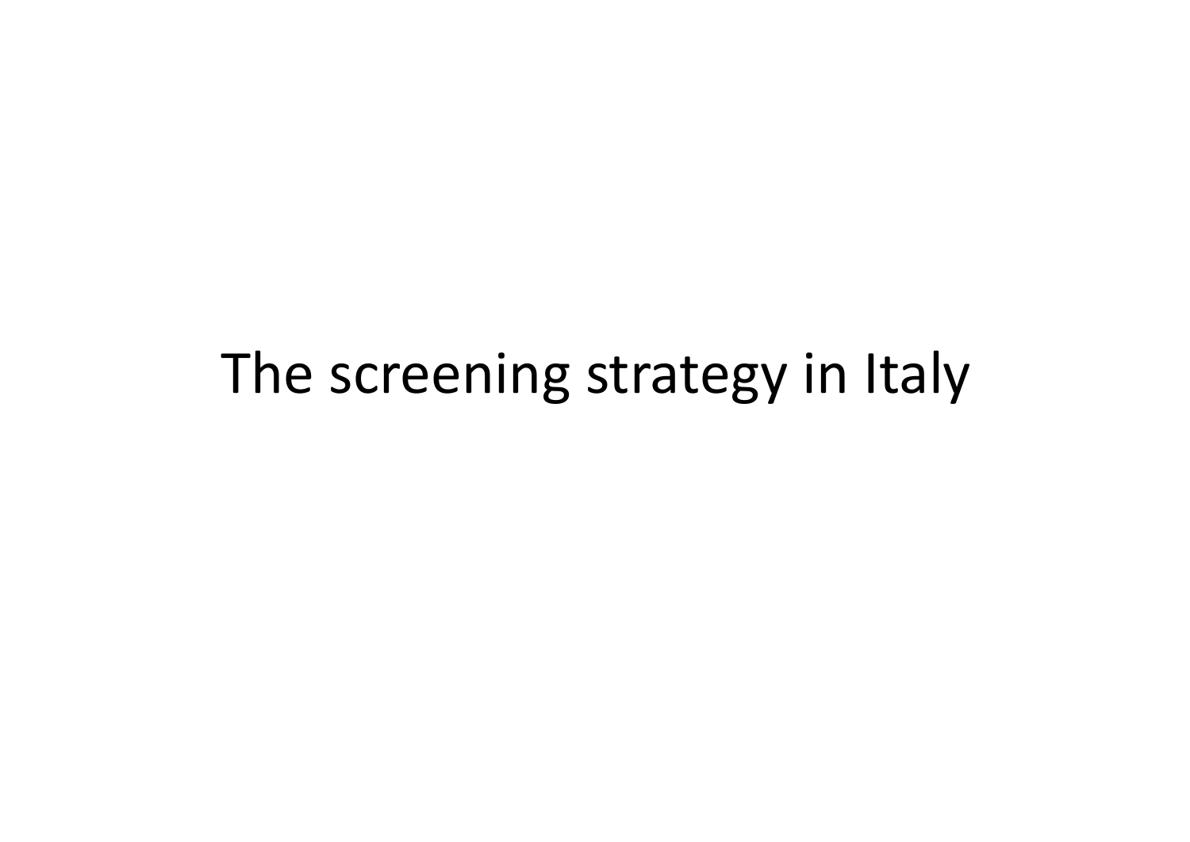# The screening strategy in Italy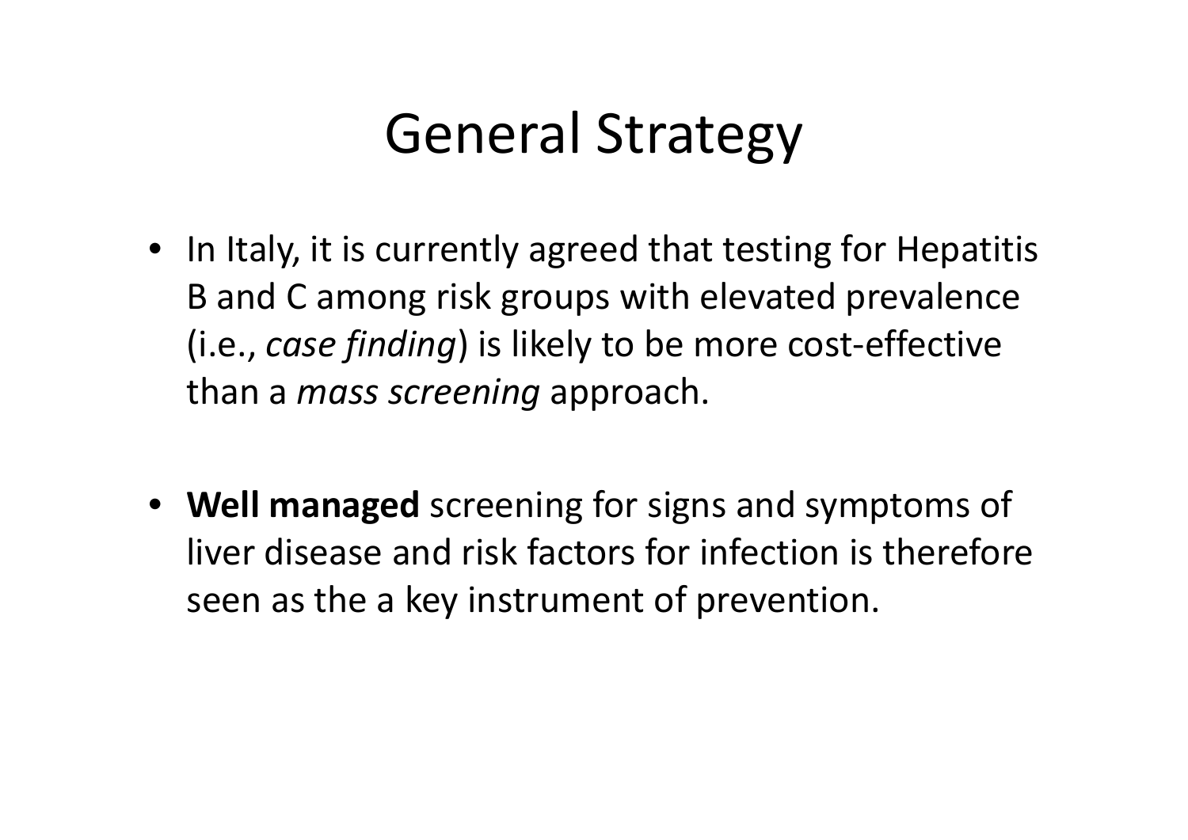# General Strategy

- In Italy, it is currently agreed that testing for Hepatitis B and C among risk groups with elevated prevalence (i.e., *case finding*) is likely to be more cost-effective than a *mass screening* approach.

- **Well managed** screening for signs and symptoms of liver disease and risk factors for infection is therefore seen as the a key instrument of prevention.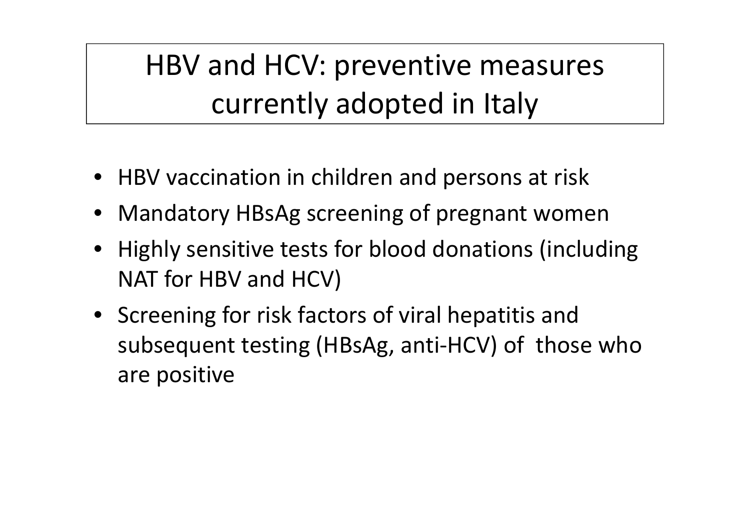# HBV and HCV: preventive measures currently adopted in Italy

- HBV vaccination in children and persons at risk
- Mandatory HBsAg screening of pregnant women
- Highly sensitive tests for blood donations (including NAT for HBV and HCV)
- Screening for risk factors of viral hepatitis and subsequent testing (HBsAg, anti-HCV) of those who are positive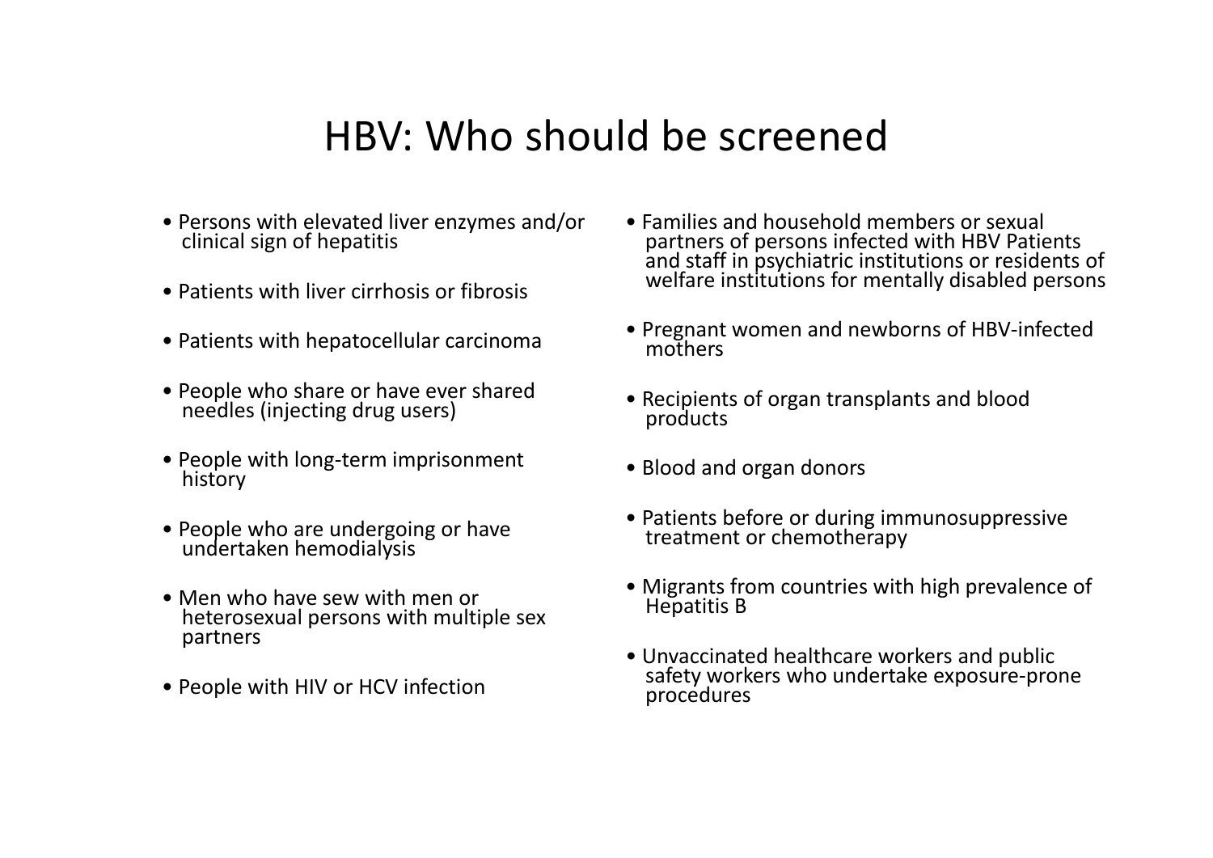# HBV: Who should be screened

- Persons with elevated liver enzymes and/or clinical sign of hepatitis
- Patients with liver cirrhosis or fibrosis
- Patients with hepatocellular carcinoma
- People who share or have ever shared needles (injecting drug users)
- People with long-term imprisonment history
- People who are undergoing or have undertaken hemodialysis
- Men who have sew with men or heterosexual persons with multiple sex partners
- People with HIV or HCV infection
- Families and household members or sexual partners of persons infected with HBV Patients and staff in psychiatric institutions or residents of welfare institutions for mentally disabled persons
- Pregnant women and newborns of HBV-infected mothers
- Recipients of organ transplants and blood products
- Blood and organ donors
- Patients before or during immunosuppressive treatment or chemotherapy
- Migrants from countries with high prevalence of Hepatitis B
- Unvaccinated healthcare workers and public safety workers who undertake exposure-prone procedures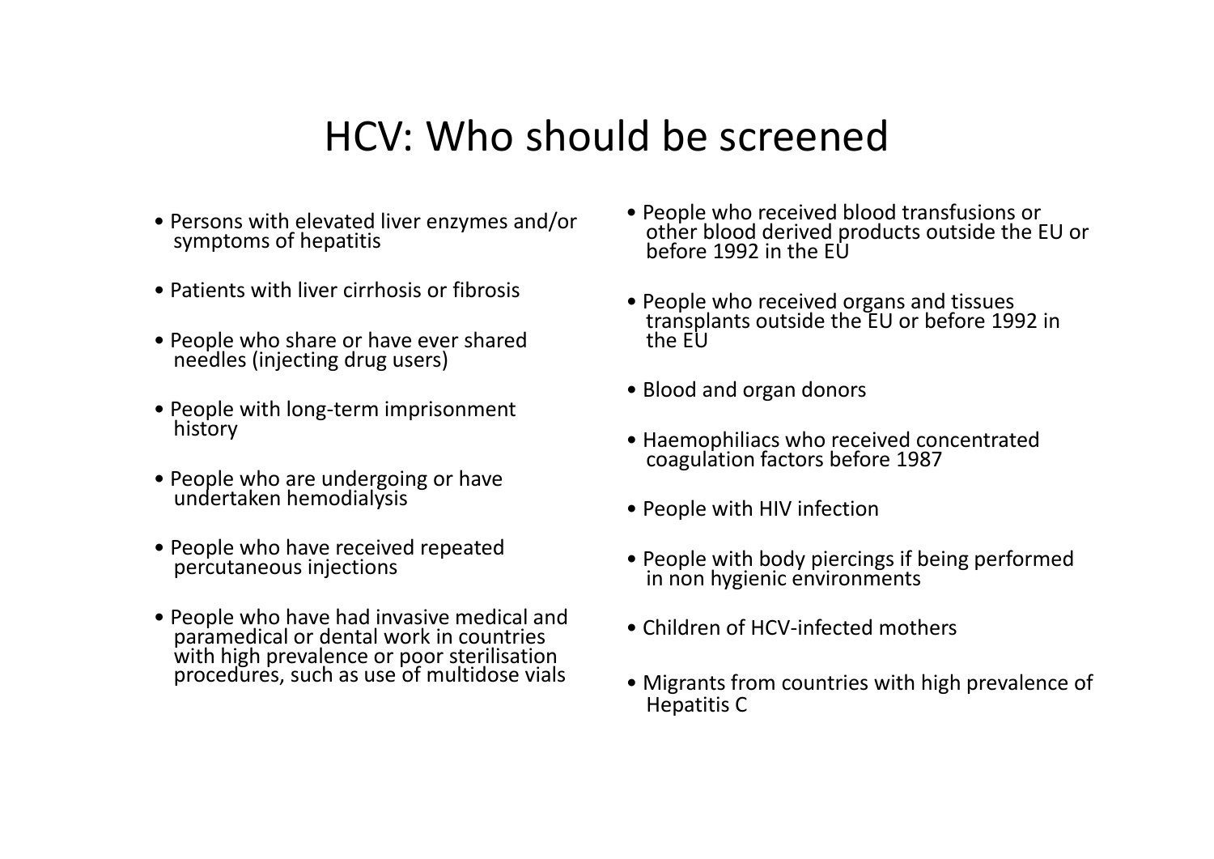# HCV: Who should be screened

- Persons with elevated liver enzymes and/or symptoms of hepatitis
- Patients with liver cirrhosis or fibrosis
- People who share or have ever shared needles (injecting drug users)
- People with long-term imprisonment history
- People who are undergoing or have undertaken hemodialysis
- People who have received repeated percutaneous injections
- People who have had invasive medical and paramedical or dental work in countries with high prevalence or poor sterilisation procedures, such as use of multidose vials
- People who received blood transfusions or other blood derived products outside the EU or before 1992 in the EU
- People who received organs and tissues transplants outside the EU or before 1992 in the EU
- Blood and organ donors
- Haemophiliacs who received concentrated coagulation factors before 1987
- People with HIV infection
- People with body piercings if being performed in non hygienic environments
- Children of HCV-infected mothers
- Migrants from countries with high prevalence of Hepatitis C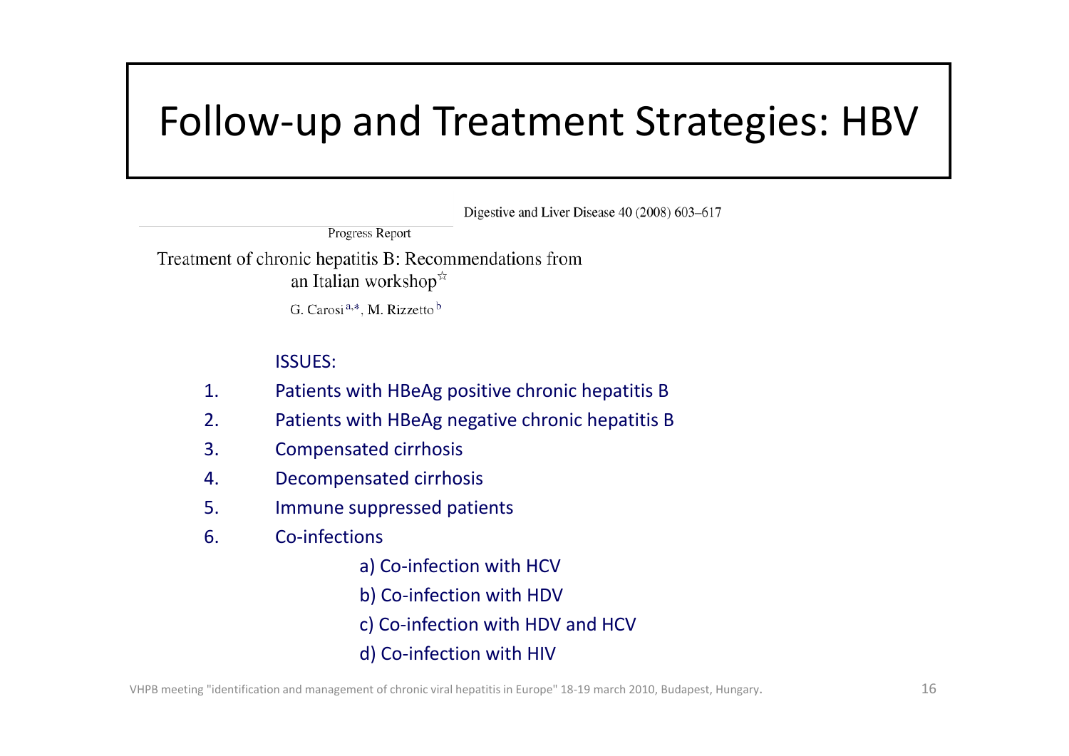# Follow-up and Treatment Strategies: HBV

Digestive and Liver Disease 40 (2008) 603–617

Progress Report

Treatment of chronic hepatitis B: Recommendations from an Italian workshop☆

G. Carosi[a,*], M. Rizzetto[b]

ISSUES:

1. Patients with HBeAg positive chronic hepatitis B
2. Patients with HBeAg negative chronic hepatitis B
3. Compensated cirrhosis
4. Decompensated cirrhosis
5. Immune suppressed patients
6. Co-infections
   - a) Co-infection with HCV
   - b) Co-infection with HDV
   - c) Co-infection with HDV and HCV
   - d) Co-infection with HIV

VHPB meeting "identification and management of chronic viral hepatitis in Europe" 18-19 march 2010, Budapest, Hungary.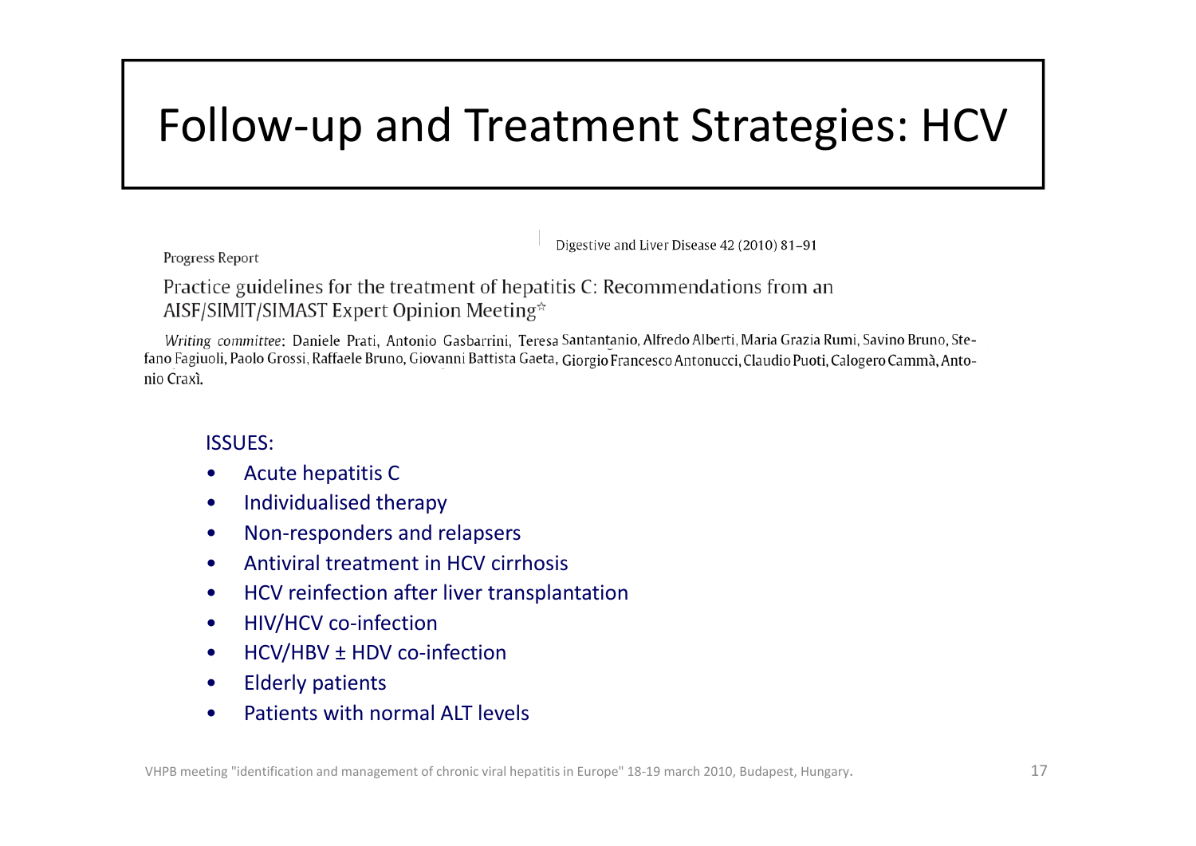# Follow-up and Treatment Strategies: HCV

Progress Report

Digestive and Liver Disease 42 (2010) 81–91

Practice guidelines for the treatment of hepatitis C: Recommendations from an AISF/SIMIT/SIMAST Expert Opinion Meeting☆

*Writing committee*: Daniele Prati, Antonio Gasbarrini, Teresa Santantanio, Alfredo Alberti, Maria Grazia Rumi, Savino Bruno, Stefano Fagiuoli, Paolo Grossi, Raffaele Bruno, Giovanni Battista Gaeta, Giorgio Francesco Antonucci, Claudio Puoti, Calogero Cammà, Antonio Craxì.

ISSUES:

- Acute hepatitis C
- Individualised therapy
- Non-responders and relapsers
- Antiviral treatment in HCV cirrhosis
- HCV reinfection after liver transplantation
- HIV/HCV co-infection
- HCV/HBV ± HDV co-infection
- Elderly patients
- Patients with normal ALT levels

VHPB meeting "identification and management of chronic viral hepatitis in Europe" 18-19 march 2010, Budapest, Hungary.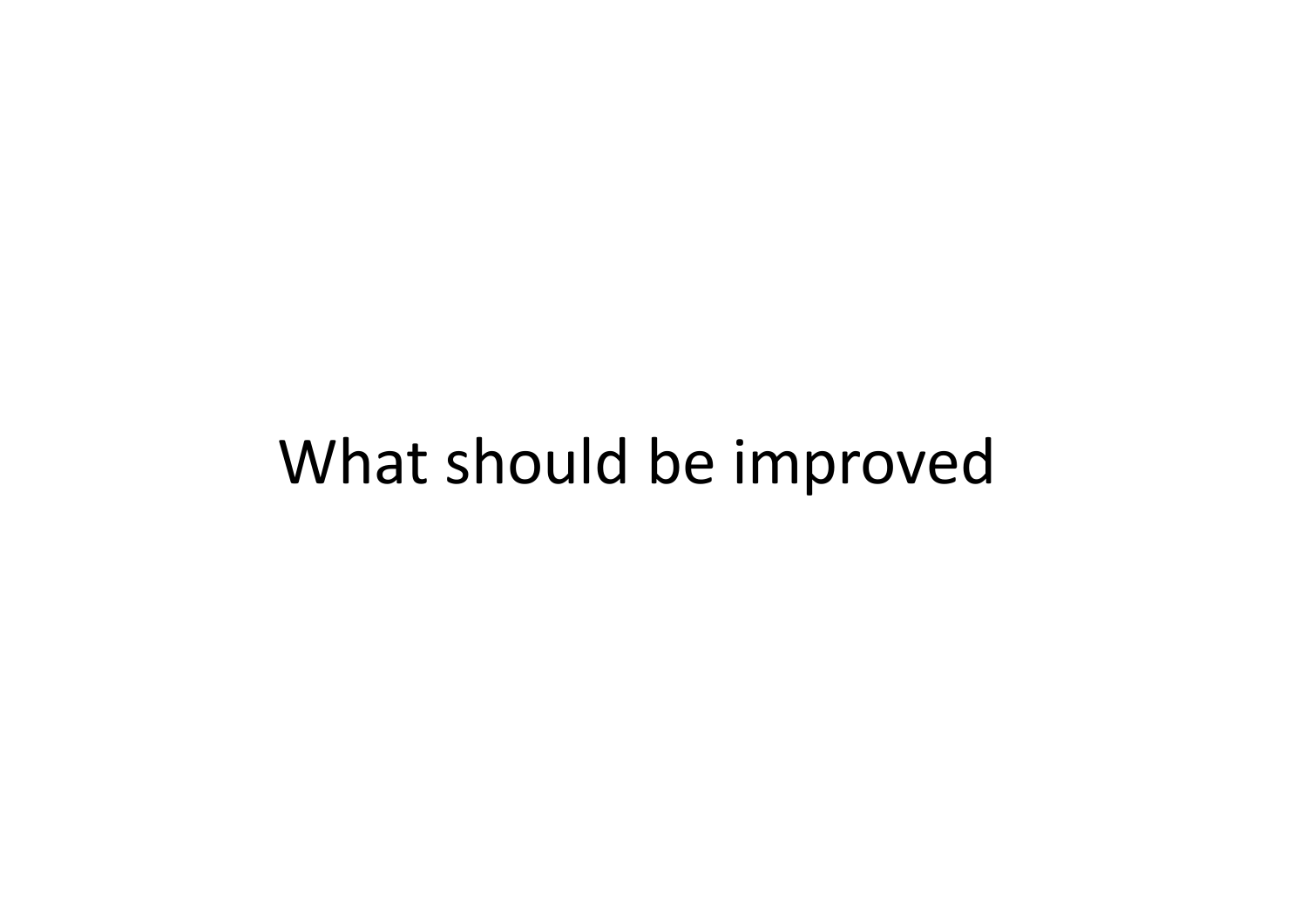# What should be improved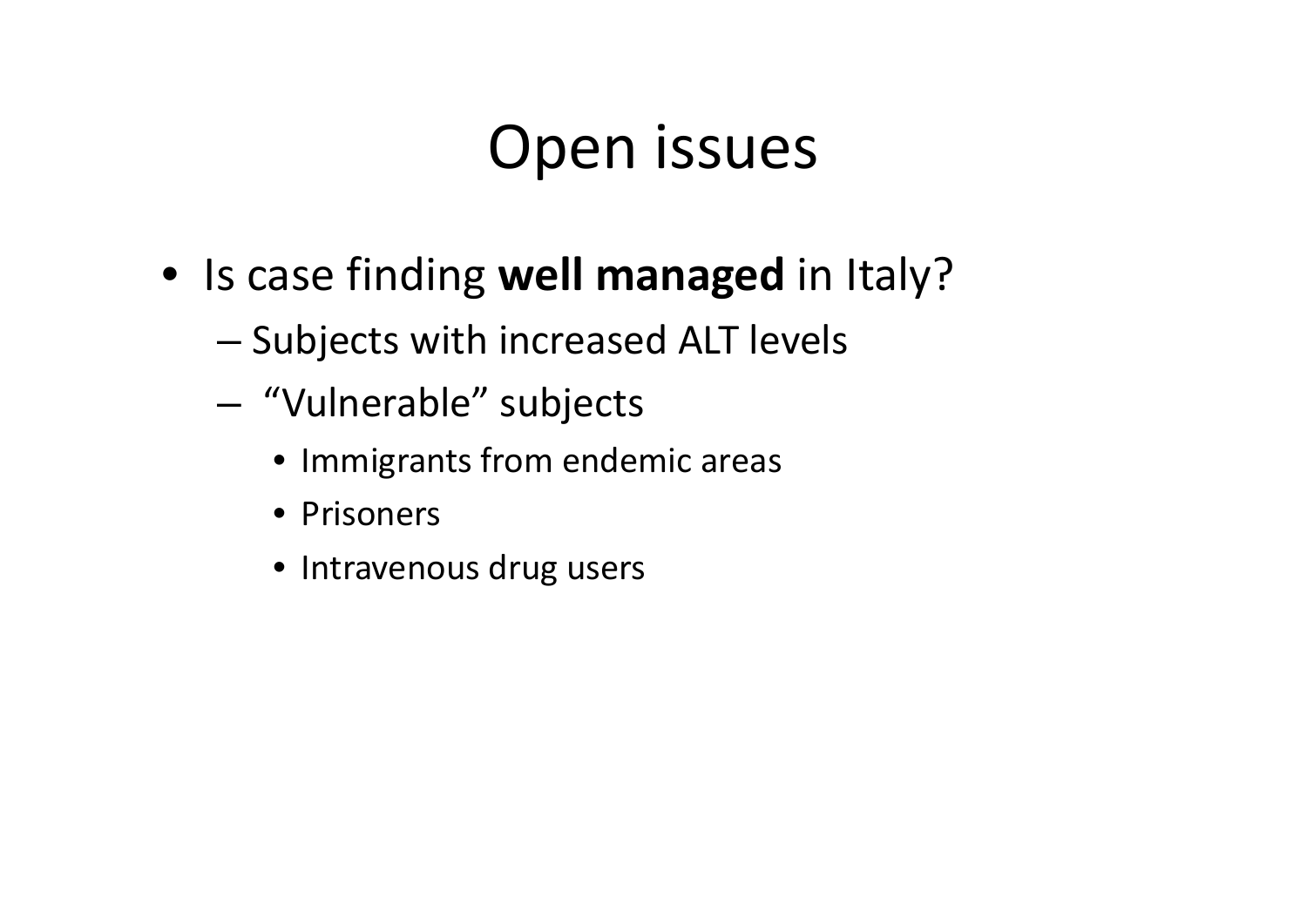# Open issues

- Is case finding **well managed** in Italy?
  - Subjects with increased ALT levels
  - "Vulnerable" subjects
    - Immigrants from endemic areas
    - Prisoners
    - Intravenous drug users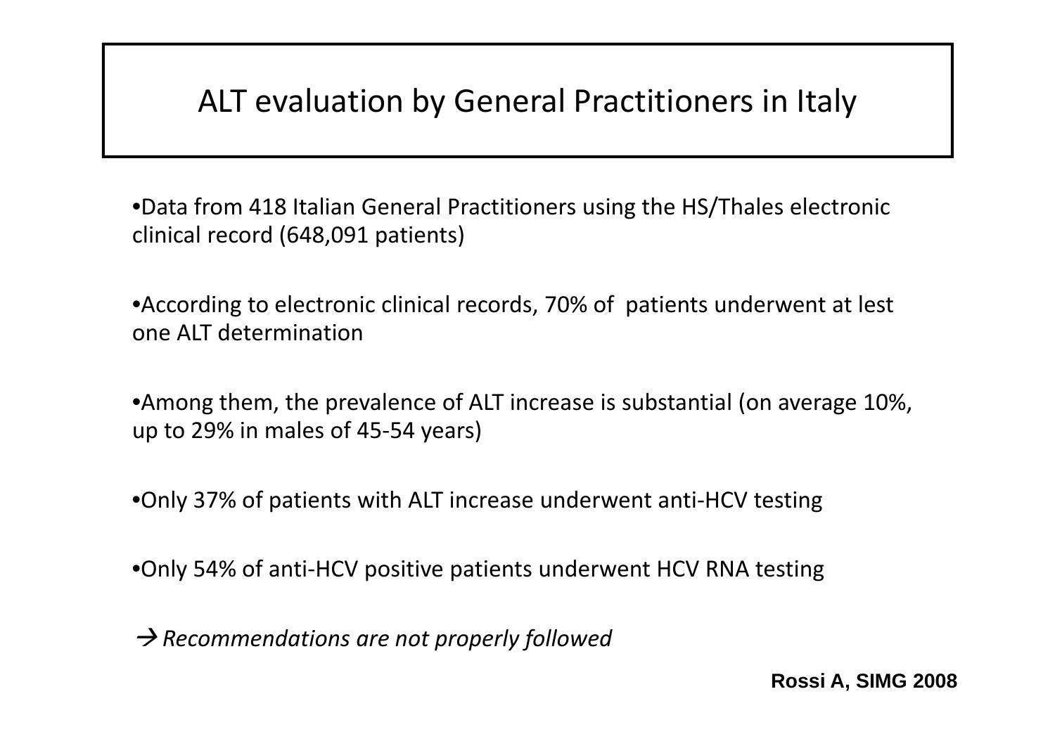# ALT evaluation by General Practitioners in Italy

- Data from 418 Italian General Practitioners using the HS/Thales electronic clinical record (648,091 patients)
- According to electronic clinical records, 70% of patients underwent at lest one ALT determination
- Among them, the prevalence of ALT increase is substantial (on average 10%, up to 29% in males of 45-54 years)
- Only 37% of patients with ALT increase underwent anti-HCV testing
- Only 54% of anti-HCV positive patients underwent HCV RNA testing

→ *Recommendations are not properly followed*

**Rossi A, SIMG 2008**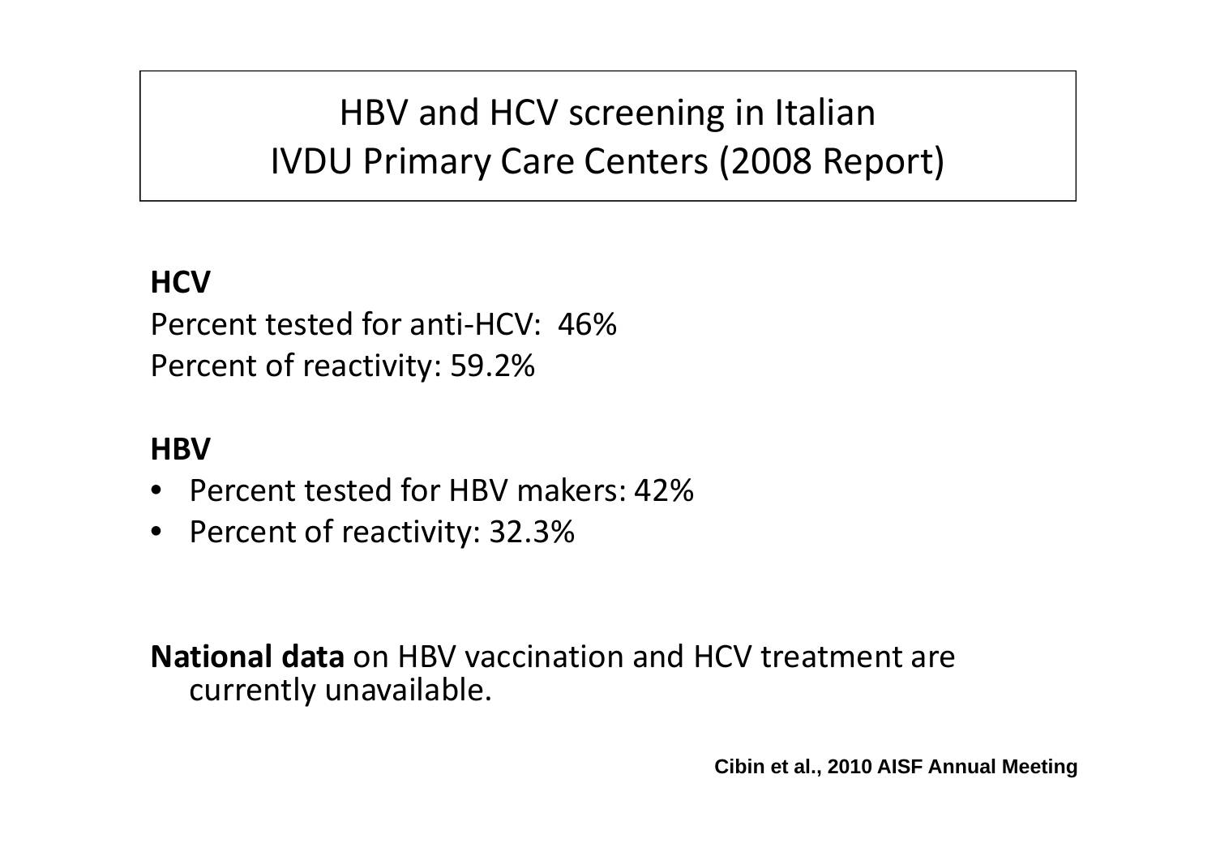# HBV and HCV screening in Italian IVDU Primary Care Centers (2008 Report)

**HCV**

Percent tested for anti-HCV: 46%
Percent of reactivity: 59.2%

**HBV**

- Percent tested for HBV makers: 42%
- Percent of reactivity: 32.3%

**National data** on HBV vaccination and HCV treatment are currently unavailable.

**Cibin et al., 2010 AISF Annual Meeting**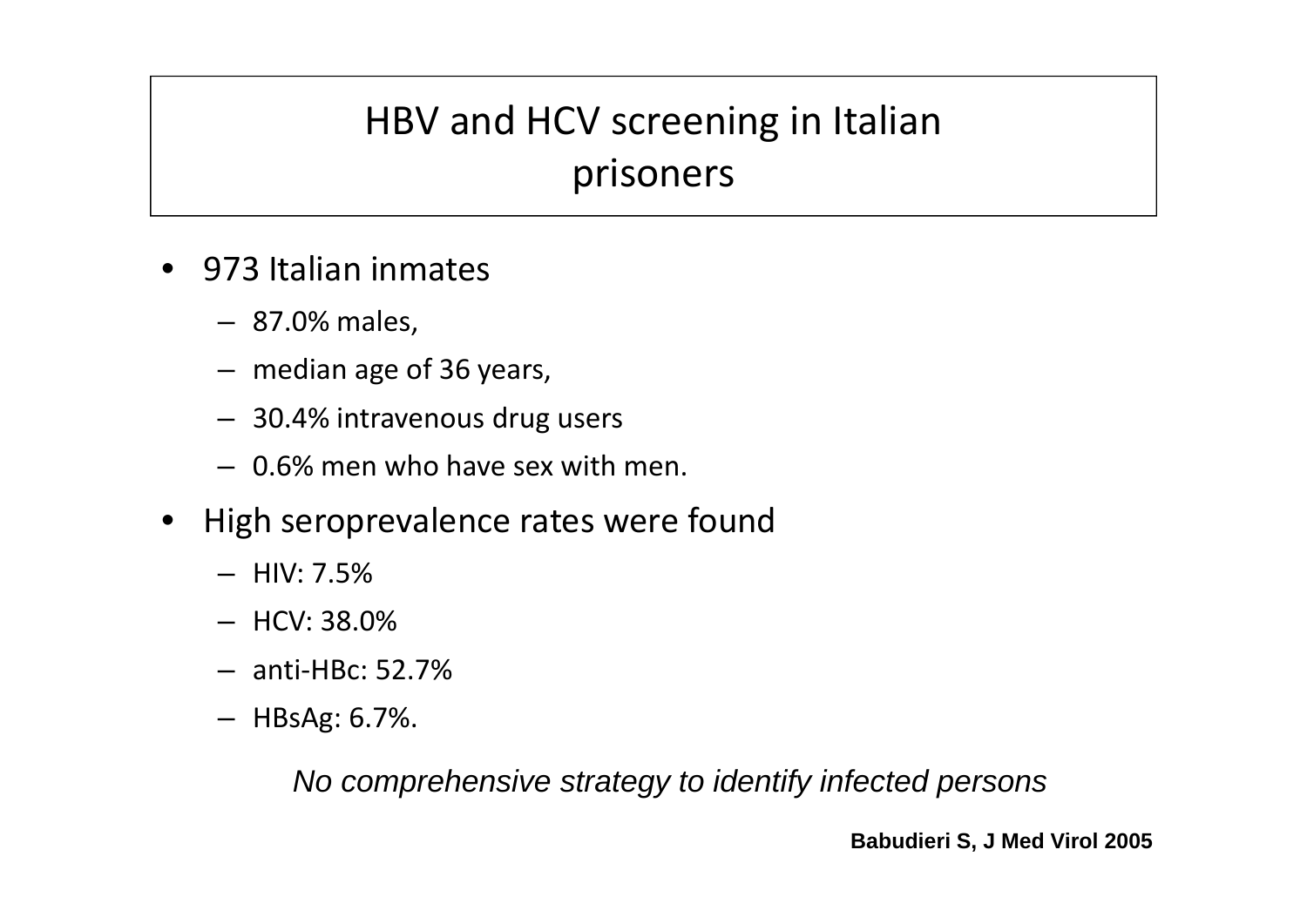# HBV and HCV screening in Italian prisoners

- 973 Italian inmates
  - 87.0% males,
  - median age of 36 years,
  - 30.4% intravenous drug users
  - 0.6% men who have sex with men.
- High seroprevalence rates were found
  - HIV: 7.5%
  - HCV: 38.0%
  - anti-HBc: 52.7%
  - HBsAg: 6.7%.

*No comprehensive strategy to identify infected persons*

**Babudieri S, J Med Virol 2005**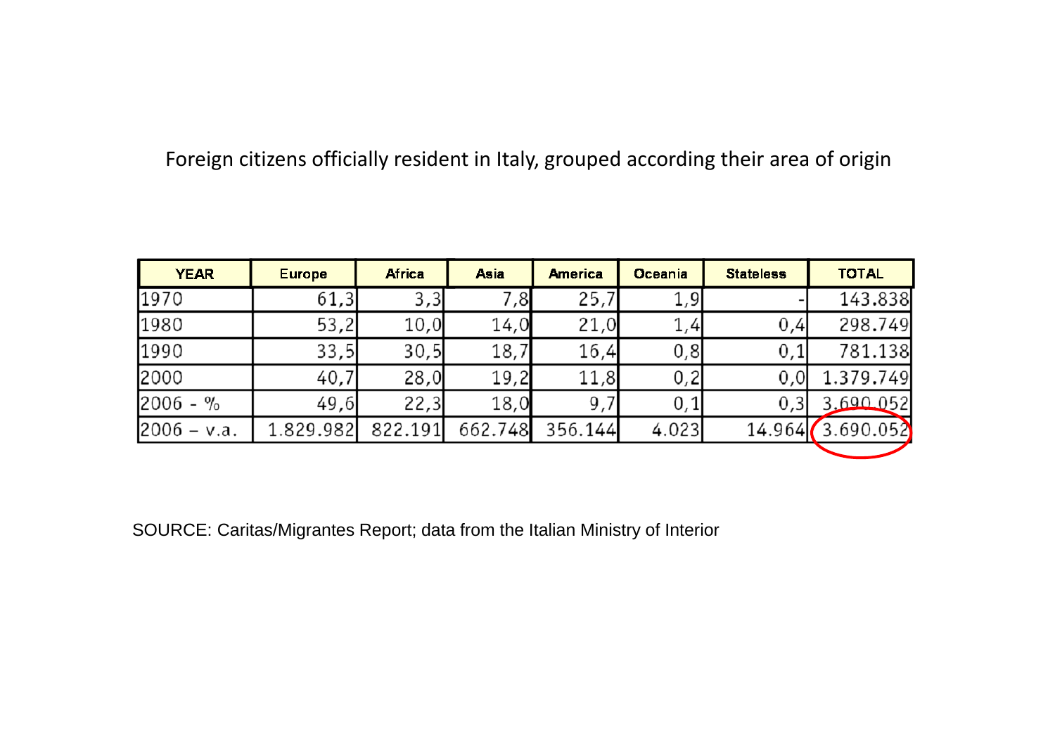Foreign citizens officially resident in Italy, grouped according their area of origin

| YEAR | Europe | Africa | Asia | America | Oceania | Stateless | TOTAL |
|---|---|---|---|---|---|---|---|
| 1970 | 61,3 | 3,3 | 7,8 | 25,7 | 1,9 | - | 143.838 |
| 1980 | 53,2 | 10,0 | 14,0 | 21,0 | 1,4 | 0,4 | 298.749 |
| 1990 | 33,5 | 30,5 | 18,7 | 16,4 | 0,8 | 0,1 | 781.138 |
| 2000 | 40,7 | 28,0 | 19,2 | 11,8 | 0,2 | 0,0 | 1.379.749 |
| 2006 - % | 49,6 | 22,3 | 18,0 | 9,7 | 0,1 | 0,3 | 3.690.052 |
| 2006 – v.a. | 1.829.982 | 822.191 | 662.748 | 356.144 | 4.023 | 14.964 | 3.690.052 |

SOURCE: Caritas/Migrantes Report; data from the Italian Ministry of Interior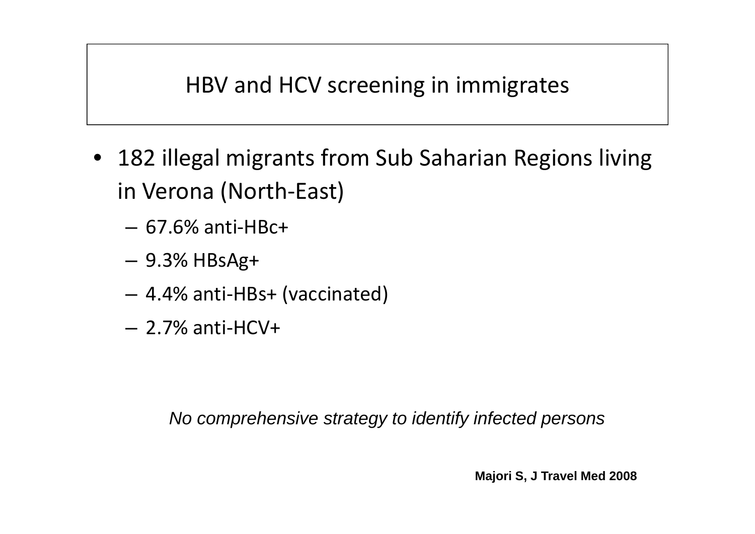# HBV and HCV screening in immigrates

- 182 illegal migrants from Sub Saharian Regions living in Verona (North-East)
  - 67.6% anti-HBc+
  - 9.3% HBsAg+
  - 4.4% anti-HBs+ (vaccinated)
  - 2.7% anti-HCV+

*No comprehensive strategy to identify infected persons*

**Majori S, J Travel Med 2008**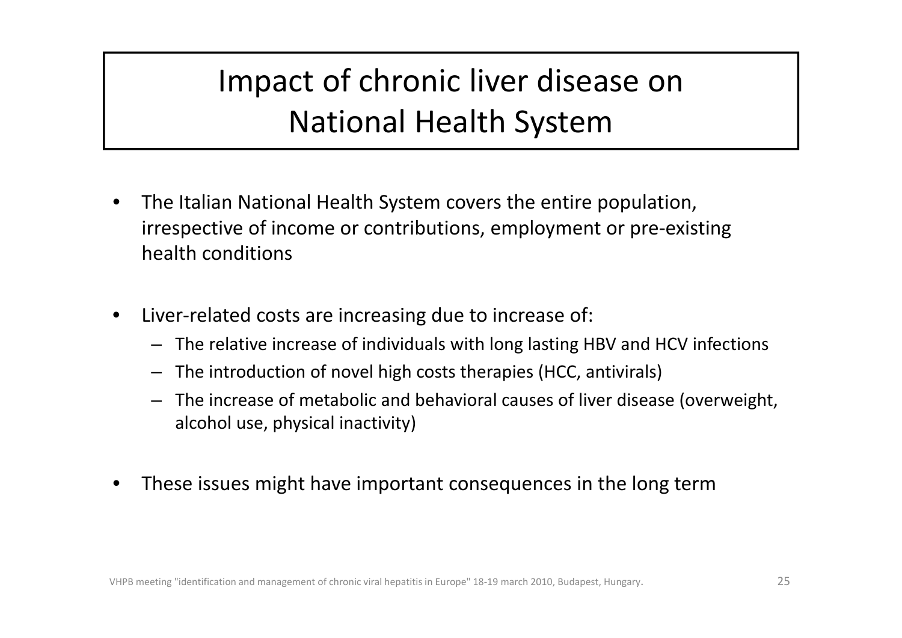# Impact of chronic liver disease on National Health System

- The Italian National Health System covers the entire population, irrespective of income or contributions, employment or pre-existing health conditions

- Liver-related costs are increasing due to increase of:
  - The relative increase of individuals with long lasting HBV and HCV infections
  - The introduction of novel high costs therapies (HCC, antivirals)
  - The increase of metabolic and behavioral causes of liver disease (overweight, alcohol use, physical inactivity)

- These issues might have important consequences in the long term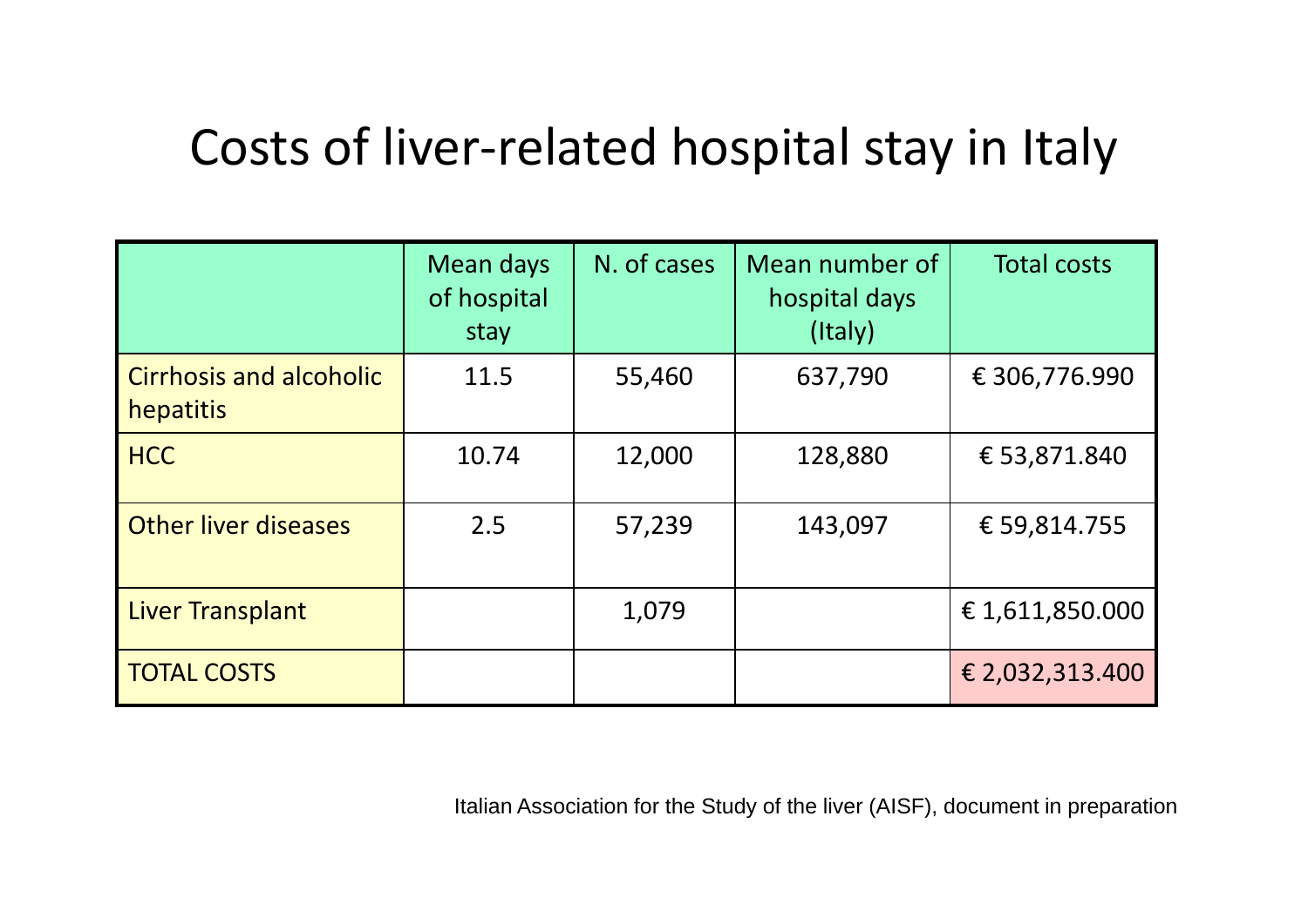# Costs of liver-related hospital stay in Italy

| | Mean days of hospital stay | N. of cases | Mean number of hospital days (Italy) | Total costs |
|---|---|---|---|---|
| Cirrhosis and alcoholic hepatitis | 11.5 | 55,460 | 637,790 | € 306,776.990 |
| HCC | 10.74 | 12,000 | 128,880 | € 53,871.840 |
| Other liver diseases | 2.5 | 57,239 | 143,097 | € 59,814.755 |
| Liver Transplant | | 1,079 | | € 1,611,850.000 |
| TOTAL COSTS | | | | € 2,032,313.400 |

Italian Association for the Study of the liver (AISF), document in preparation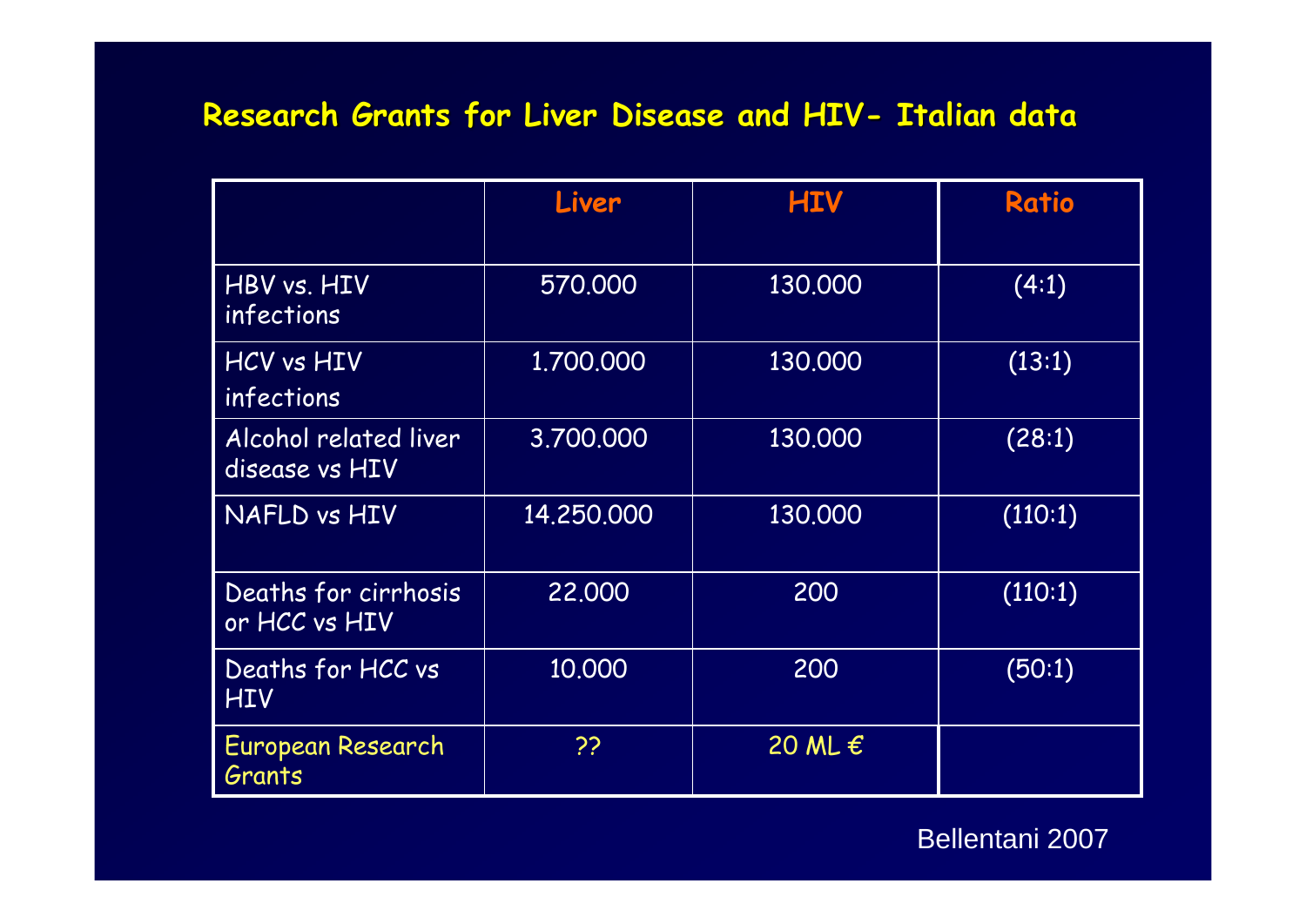## Research Grants for Liver Disease and HIV- Italian data

| | Liver | HIV | Ratio |
|---|---|---|---|
| HBV vs. HIV infections | 570.000 | 130.000 | (4:1) |
| HCV vs HIV infections | 1.700.000 | 130.000 | (13:1) |
| Alcohol related liver disease vs HIV | 3.700.000 | 130.000 | (28:1) |
| NAFLD vs HIV | 14.250.000 | 130.000 | (110:1) |
| Deaths for cirrhosis or HCC vs HIV | 22.000 | 200 | (110:1) |
| Deaths for HCC vs HIV | 10.000 | 200 | (50:1) |
| European Research Grants | ?? | 20 ML € | |

Bellentani 2007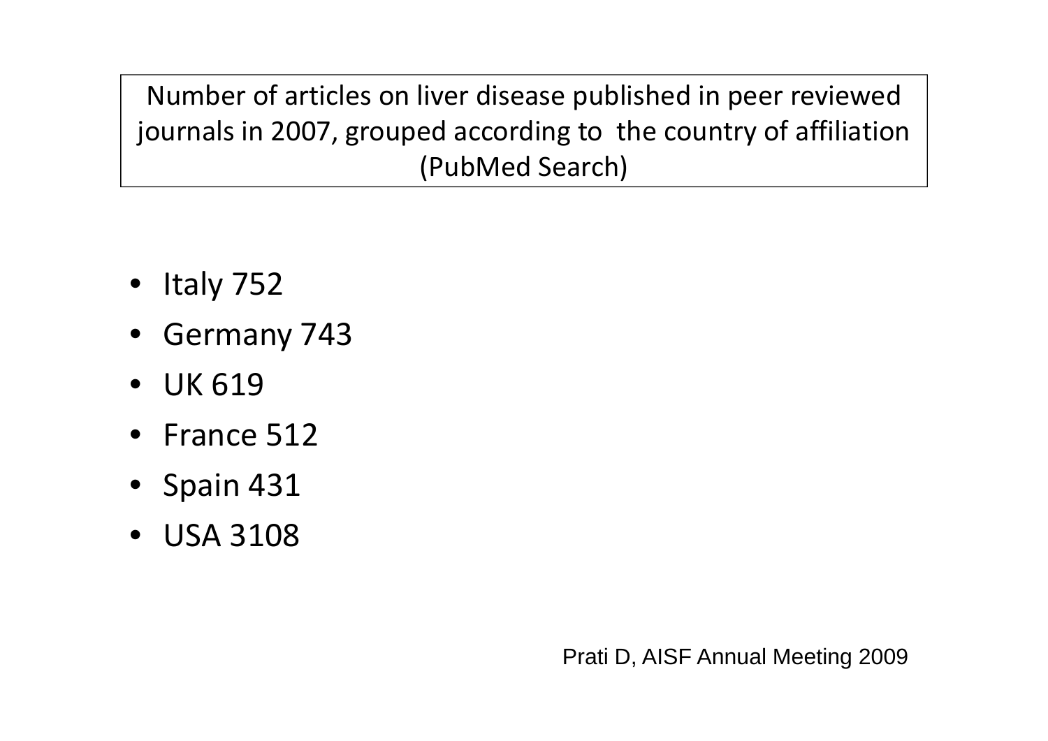Number of articles on liver disease published in peer reviewed journals in 2007, grouped according to the country of affiliation (PubMed Search)

- Italy 752
- Germany 743
- UK 619
- France 512
- Spain 431
- USA 3108

Prati D, AISF Annual Meeting 2009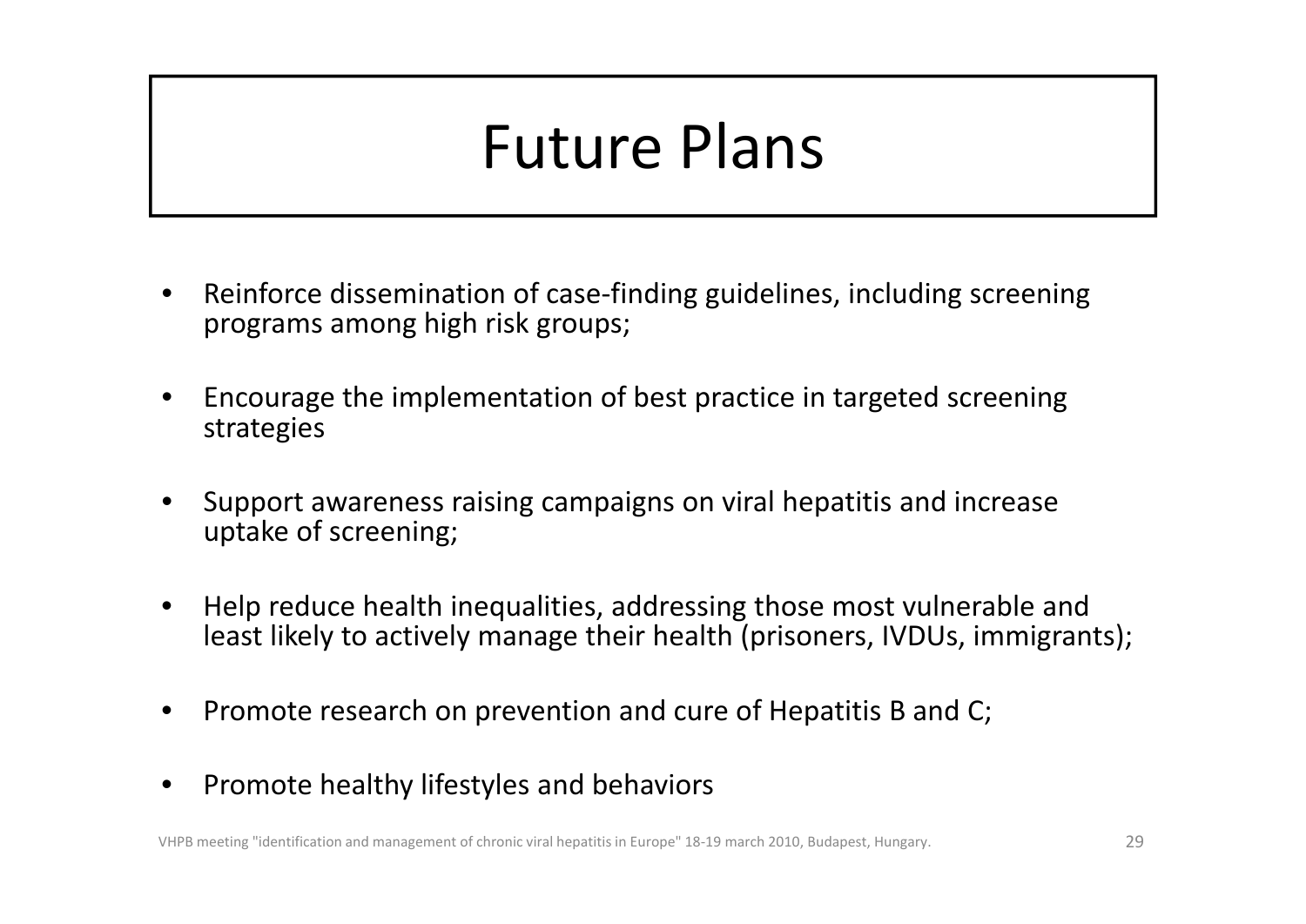# Future Plans

- Reinforce dissemination of case-finding guidelines, including screening programs among high risk groups;
- Encourage the implementation of best practice in targeted screening strategies
- Support awareness raising campaigns on viral hepatitis and increase uptake of screening;
- Help reduce health inequalities, addressing those most vulnerable and least likely to actively manage their health (prisoners, IVDUs, immigrants);
- Promote research on prevention and cure of Hepatitis B and C;
- Promote healthy lifestyles and behaviors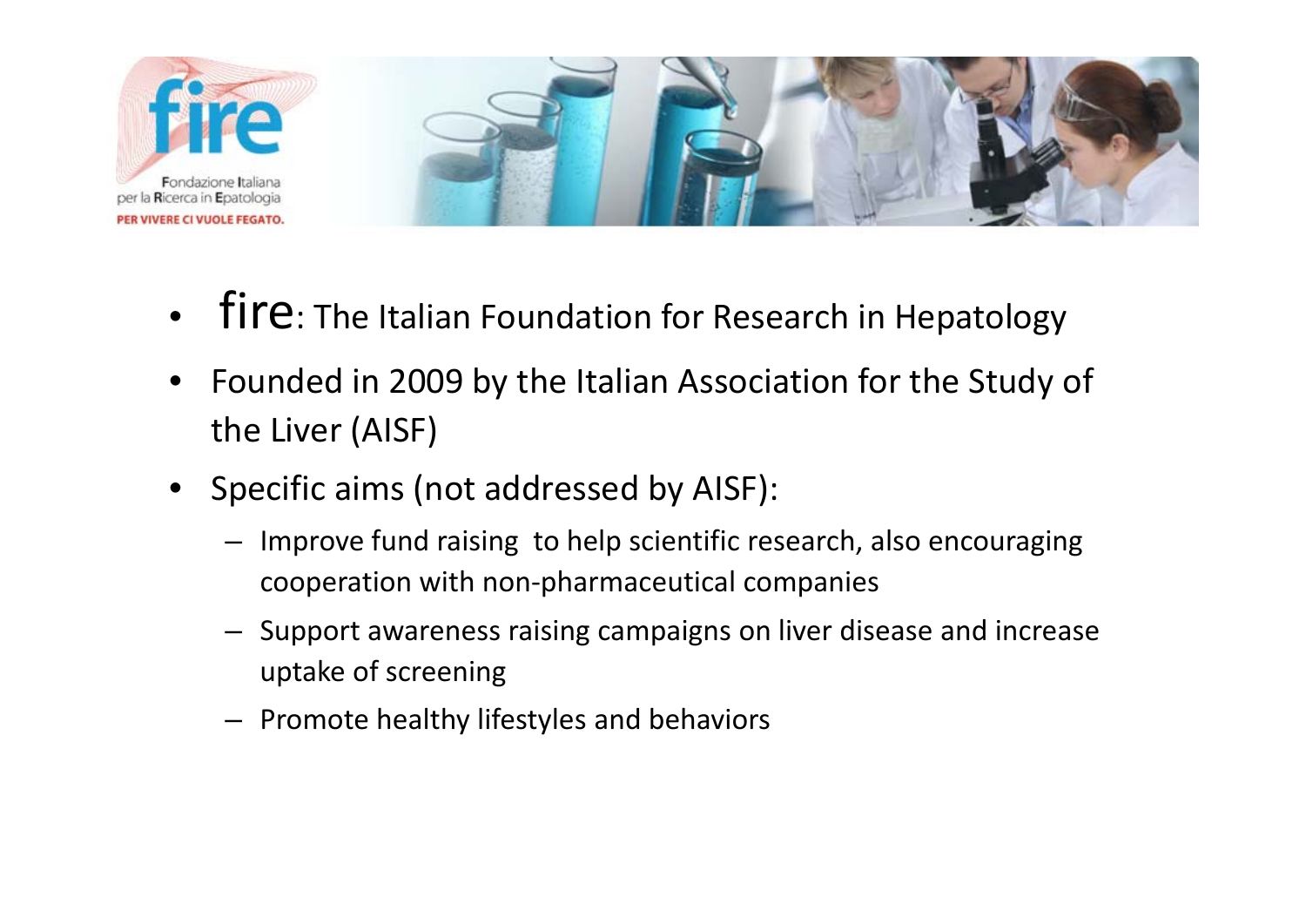- **fire**: The Italian Foundation for Research in Hepatology
- Founded in 2009 by the Italian Association for the Study of the Liver (AISF)
- Specific aims (not addressed by AISF):
  - Improve fund raising to help scientific research, also encouraging cooperation with non-pharmaceutical companies
  - Support awareness raising campaigns on liver disease and increase uptake of screening
  - Promote healthy lifestyles and behaviors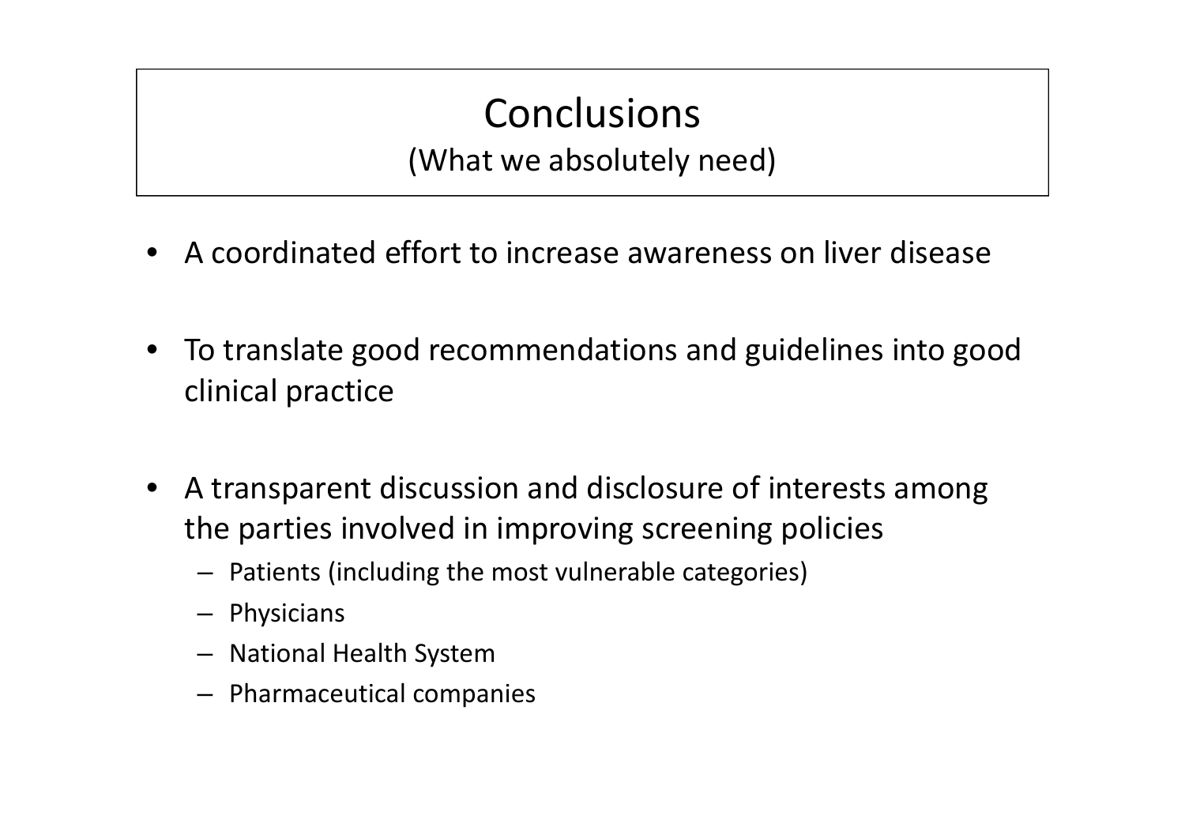# Conclusions

(What we absolutely need)

- A coordinated effort to increase awareness on liver disease
- To translate good recommendations and guidelines into good clinical practice
- A transparent discussion and disclosure of interests among the parties involved in improving screening policies
  - Patients (including the most vulnerable categories)
  - Physicians
  - National Health System
  - Pharmaceutical companies